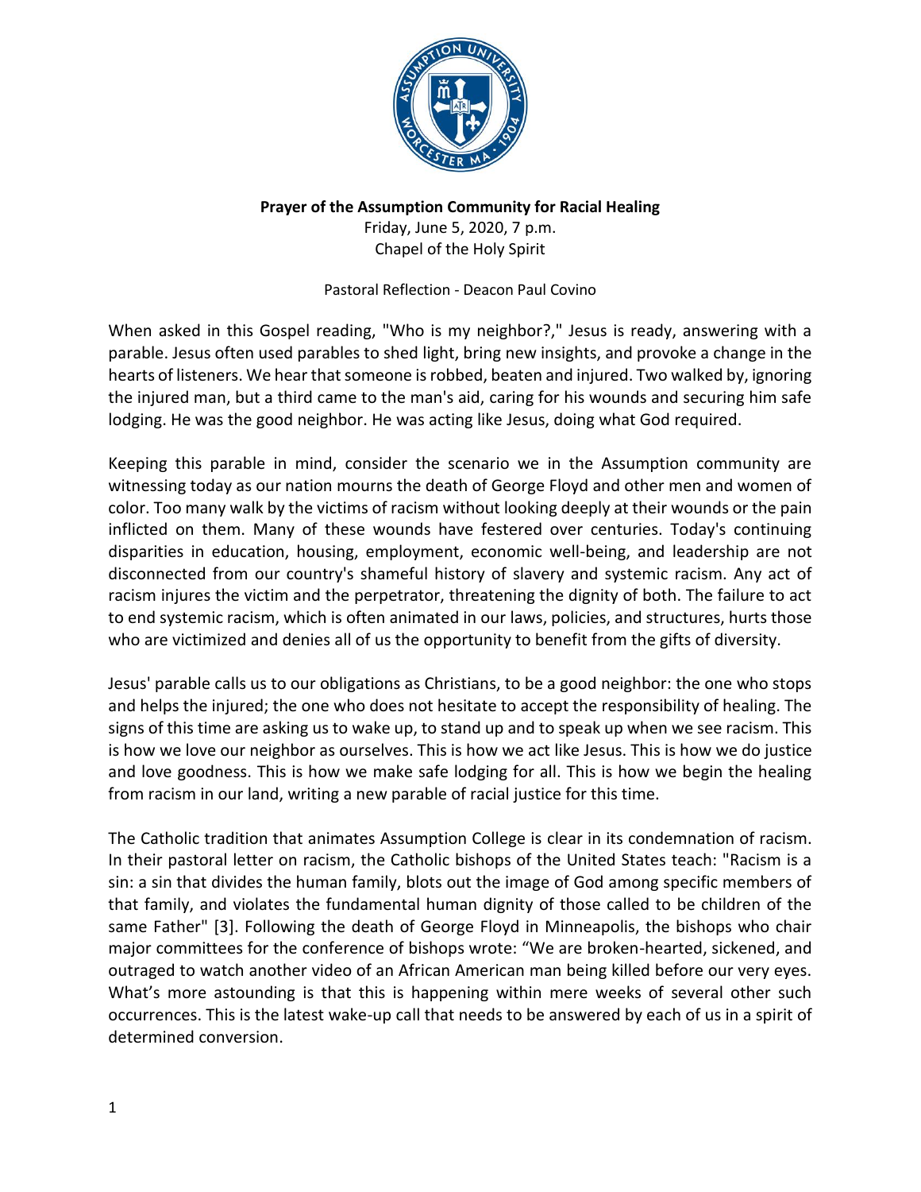**Prayer of the Assumption Community for Racial Healing**

Friday, June 5, 2020, 7 p.m.
Chapel of the Holy Spirit

Pastoral Reflection - Deacon Paul Covino

When asked in this Gospel reading, "Who is my neighbor?," Jesus is ready, answering with a parable. Jesus often used parables to shed light, bring new insights, and provoke a change in the hearts of listeners. We hear that someone is robbed, beaten and injured. Two walked by, ignoring the injured man, but a third came to the man's aid, caring for his wounds and securing him safe lodging. He was the good neighbor. He was acting like Jesus, doing what God required.

Keeping this parable in mind, consider the scenario we in the Assumption community are witnessing today as our nation mourns the death of George Floyd and other men and women of color. Too many walk by the victims of racism without looking deeply at their wounds or the pain inflicted on them. Many of these wounds have festered over centuries. Today's continuing disparities in education, housing, employment, economic well-being, and leadership are not disconnected from our country's shameful history of slavery and systemic racism. Any act of racism injures the victim and the perpetrator, threatening the dignity of both. The failure to act to end systemic racism, which is often animated in our laws, policies, and structures, hurts those who are victimized and denies all of us the opportunity to benefit from the gifts of diversity.

Jesus' parable calls us to our obligations as Christians, to be a good neighbor: the one who stops and helps the injured; the one who does not hesitate to accept the responsibility of healing. The signs of this time are asking us to wake up, to stand up and to speak up when we see racism. This is how we love our neighbor as ourselves. This is how we act like Jesus. This is how we do justice and love goodness. This is how we make safe lodging for all. This is how we begin the healing from racism in our land, writing a new parable of racial justice for this time.

The Catholic tradition that animates Assumption College is clear in its condemnation of racism. In their pastoral letter on racism, the Catholic bishops of the United States teach: "Racism is a sin: a sin that divides the human family, blots out the image of God among specific members of that family, and violates the fundamental human dignity of those called to be children of the same Father" [3]. Following the death of George Floyd in Minneapolis, the bishops who chair major committees for the conference of bishops wrote: "We are broken-hearted, sickened, and outraged to watch another video of an African American man being killed before our very eyes. What's more astounding is that this is happening within mere weeks of several other such occurrences. This is the latest wake-up call that needs to be answered by each of us in a spirit of determined conversion.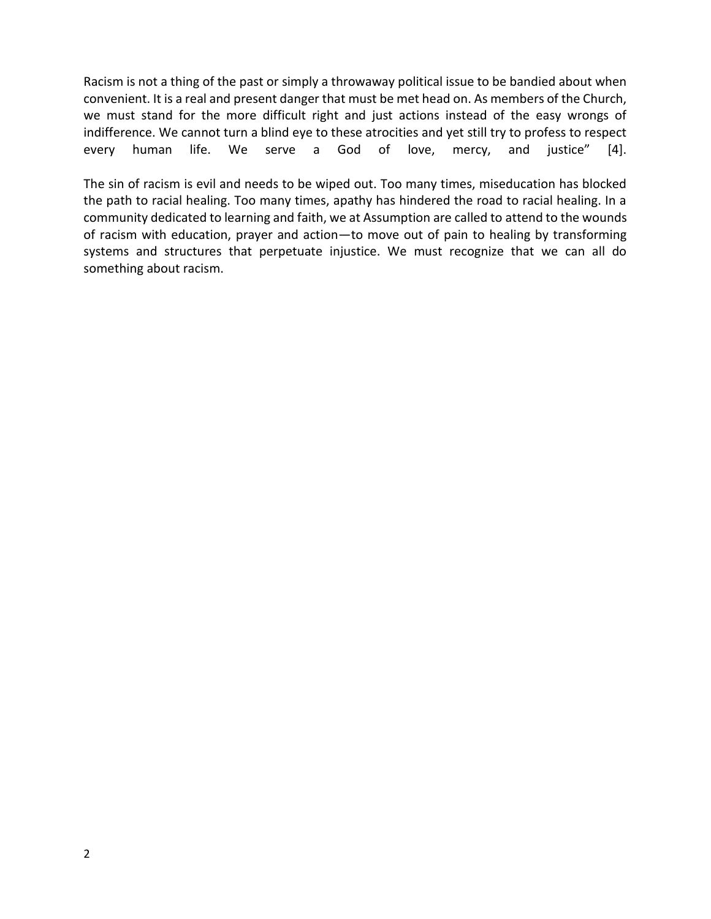Racism is not a thing of the past or simply a throwaway political issue to be bandied about when convenient. It is a real and present danger that must be met head on. As members of the Church, we must stand for the more difficult right and just actions instead of the easy wrongs of indifference. We cannot turn a blind eye to these atrocities and yet still try to profess to respect every human life. We serve a God of love, mercy, and justice" [4].

The sin of racism is evil and needs to be wiped out. Too many times, miseducation has blocked the path to racial healing. Too many times, apathy has hindered the road to racial healing. In a community dedicated to learning and faith, we at Assumption are called to attend to the wounds of racism with education, prayer and action—to move out of pain to healing by transforming systems and structures that perpetuate injustice. We must recognize that we can all do something about racism.